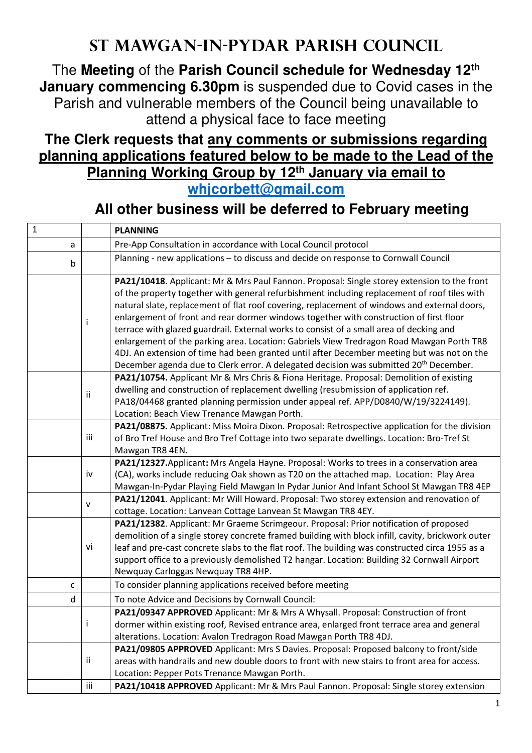# ST MAWGAN-IN-PYDAR PARISH COUNCIL

The **Meeting** of the **Parish Council schedule for Wednesday 12th January commencing 6.30pm** is suspended due to Covid cases in the Parish and vulnerable members of the Council being unavailable to attend a physical face to face meeting

**The Clerk requests that any comments or submissions regarding planning applications featured below to be made to the Lead of the Planning Working Group by 12th January via email to whjcorbett@gmail.com**

**All other business will be deferred to February meeting**

| 1 | | | **PLANNING** |
|---|---|---|---|
| | a | | Pre-App Consultation in accordance with Local Council protocol |
| | b | | Planning - new applications – to discuss and decide on response to Cornwall Council |
| | | i | **PA21/10418**. Applicant: Mr & Mrs Paul Fannon. Proposal: Single storey extension to the front of the property together with general refurbishment including replacement of roof tiles with natural slate, replacement of flat roof covering, replacement of windows and external doors, enlargement of front and rear dormer windows together with construction of first floor terrace with glazed guardrail. External works to consist of a small area of decking and enlargement of the parking area. Location: Gabriels View Tredragon Road Mawgan Porth TR8 4DJ. An extension of time had been granted until after December meeting but was not on the December agenda due to Clerk error. A delegated decision was submitted 20th December. |
| | | ii | **PA21/10754.** Applicant Mr & Mrs Chris & Fiona Heritage. Proposal: Demolition of existing dwelling and construction of replacement dwelling (resubmission of application ref. PA18/04468 granted planning permission under appeal ref. APP/D0840/W/19/3224149). Location: Beach View Trenance Mawgan Porth. |
| | | iii | **PA21/08875.** Applicant: Miss Moira Dixon. Proposal: Retrospective application for the division of Bro Tref House and Bro Tref Cottage into two separate dwellings. Location: Bro-Tref St Mawgan TR8 4EN. |
| | | iv | **PA21/12327.**Applicant**:** Mrs Angela Hayne. Proposal: Works to trees in a conservation area (CA), works include reducing Oak shown as T20 on the attached map. Location: Play Area Mawgan-In-Pydar Playing Field Mawgan In Pydar Junior And Infant School St Mawgan TR8 4EP |
| | | v | **PA21/12041**. Applicant: Mr Will Howard. Proposal: Two storey extension and renovation of cottage. Location: Lanvean Cottage Lanvean St Mawgan TR8 4EY. |
| | | vi | **PA21/12382**. Applicant: Mr Graeme Scrimgeour. Proposal: Prior notification of proposed demolition of a single storey concrete framed building with block infill, cavity, brickwork outer leaf and pre-cast concrete slabs to the flat roof. The building was constructed circa 1955 as a support office to a previously demolished T2 hangar. Location: Building 32 Cornwall Airport Newquay Carloggas Newquay TR8 4HP. |
| | c | | To consider planning applications received before meeting |
| | d | | To note Advice and Decisions by Cornwall Council: |
| | | i | **PA21/09347 APPROVED** Applicant: Mr & Mrs A Whysall. Proposal: Construction of front dormer within existing roof, Revised entrance area, enlarged front terrace area and general alterations. Location: Avalon Tredragon Road Mawgan Porth TR8 4DJ. |
| | | ii | **PA21/09805 APPROVED** Applicant: Mrs S Davies. Proposal: Proposed balcony to front/side areas with handrails and new double doors to front with new stairs to front area for access. Location: Pepper Pots Trenance Mawgan Porth. |
| | | iii | **PA21/10418 APPROVED** Applicant: Mr & Mrs Paul Fannon. Proposal: Single storey extension |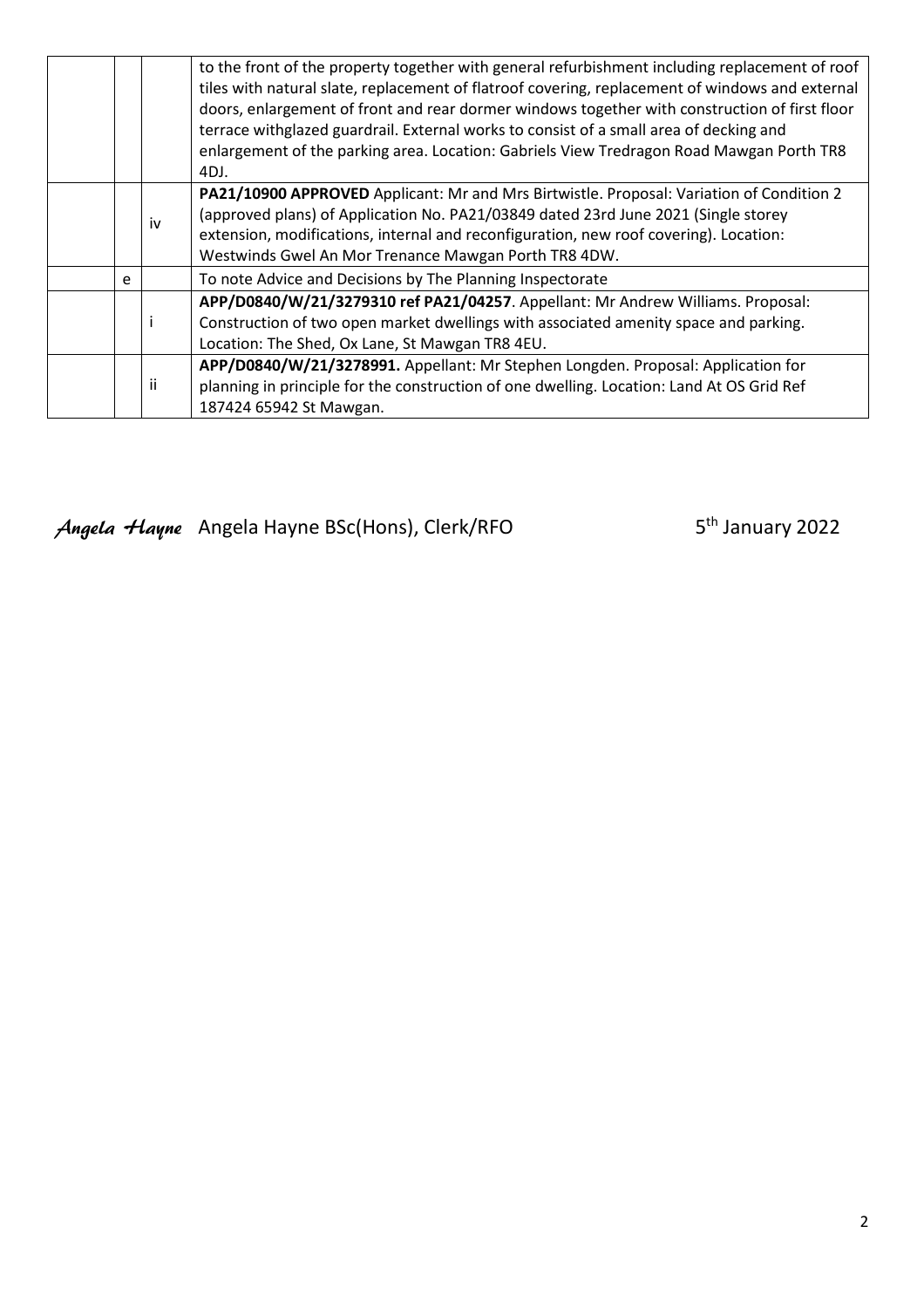| | | |
|---|---|---|
| | | to the front of the property together with general refurbishment including replacement of roof tiles with natural slate, replacement of flatroof covering, replacement of windows and external doors, enlargement of front and rear dormer windows together with construction of first floor terrace withglazed guardrail. External works to consist of a small area of decking and enlargement of the parking area. Location: Gabriels View Tredragon Road Mawgan Porth TR8 4DJ. |
| | iv | **PA21/10900 APPROVED** Applicant: Mr and Mrs Birtwistle. Proposal: Variation of Condition 2 (approved plans) of Application No. PA21/03849 dated 23rd June 2021 (Single storey extension, modifications, internal and reconfiguration, new roof covering). Location: Westwinds Gwel An Mor Trenance Mawgan Porth TR8 4DW. |
| e | | To note Advice and Decisions by The Planning Inspectorate |
| | i | **APP/D0840/W/21/3279310 ref PA21/04257**. Appellant: Mr Andrew Williams. Proposal: Construction of two open market dwellings with associated amenity space and parking. Location: The Shed, Ox Lane, St Mawgan TR8 4EU. |
| | ii | **APP/D0840/W/21/3278991.** Appellant: Mr Stephen Longden. Proposal: Application for planning in principle for the construction of one dwelling. Location: Land At OS Grid Ref 187424 65942 St Mawgan. |

*Angela Hayne* Angela Hayne BSc(Hons), Clerk/RFO 5th January 2022